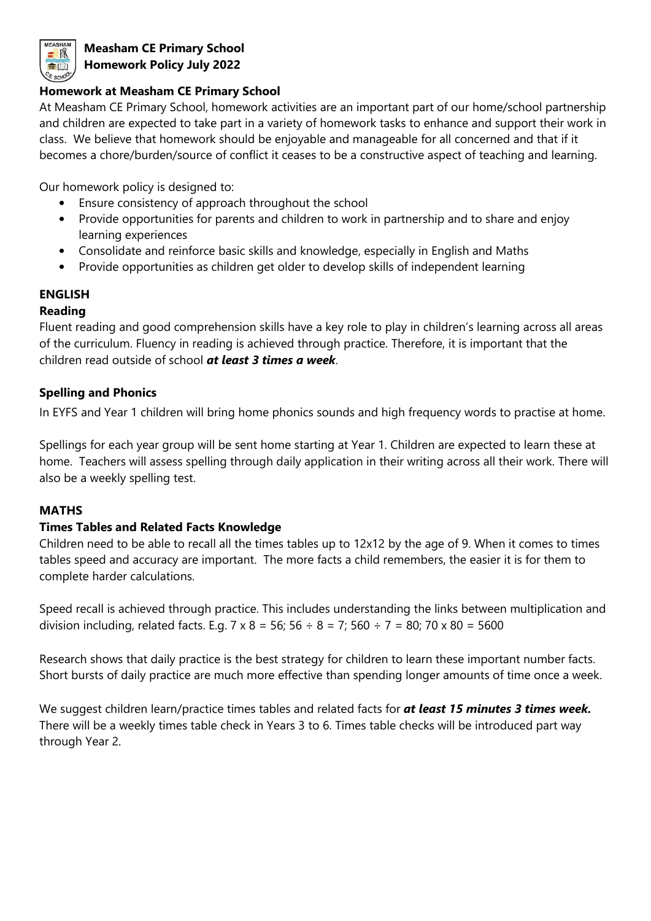# Measham CE Primary School
# Homework Policy July 2022

## Homework at Measham CE Primary School

At Measham CE Primary School, homework activities are an important part of our home/school partnership and children are expected to take part in a variety of homework tasks to enhance and support their work in class. We believe that homework should be enjoyable and manageable for all concerned and that if it becomes a chore/burden/source of conflict it ceases to be a constructive aspect of teaching and learning.

Our homework policy is designed to:

- Ensure consistency of approach throughout the school
- Provide opportunities for parents and children to work in partnership and to share and enjoy learning experiences
- Consolidate and reinforce basic skills and knowledge, especially in English and Maths
- Provide opportunities as children get older to develop skills of independent learning

## ENGLISH

### Reading

Fluent reading and good comprehension skills have a key role to play in children's learning across all areas of the curriculum. Fluency in reading is achieved through practice. Therefore, it is important that the children read outside of school ***at least 3 times a week***.

### Spelling and Phonics

In EYFS and Year 1 children will bring home phonics sounds and high frequency words to practise at home.

Spellings for each year group will be sent home starting at Year 1. Children are expected to learn these at home. Teachers will assess spelling through daily application in their writing across all their work. There will also be a weekly spelling test.

## MATHS

### Times Tables and Related Facts Knowledge

Children need to be able to recall all the times tables up to 12x12 by the age of 9. When it comes to times tables speed and accuracy are important. The more facts a child remembers, the easier it is for them to complete harder calculations.

Speed recall is achieved through practice. This includes understanding the links between multiplication and division including, related facts. E.g. $7 \times 8 = 56$; $56 \div 8 = 7$; $560 \div 7 = 80$; $70 \times 80 = 5600$

Research shows that daily practice is the best strategy for children to learn these important number facts. Short bursts of daily practice are much more effective than spending longer amounts of time once a week.

We suggest children learn/practice times tables and related facts for ***at least 15 minutes 3 times week.*** There will be a weekly times table check in Years 3 to 6. Times table checks will be introduced part way through Year 2.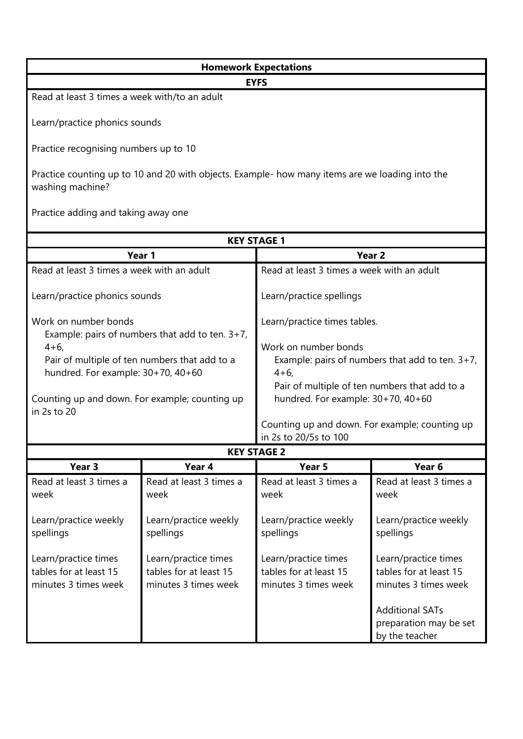## Homework Expectations

### EYFS

Read at least 3 times a week with/to an adult

Learn/practice phonics sounds

Practice recognising numbers up to 10

Practice counting up to 10 and 20 with objects. Example- how many items are we loading into the washing machine?

Practice adding and taking away one

### KEY STAGE 1

| Year 1 | Year 2 |
|---|---|
| Read at least 3 times a week with an adult<br><br>Learn/practice phonics sounds<br><br>Work on number bonds<br>Example: pairs of numbers that add to ten. 3+7, 4+6,<br>Pair of multiple of ten numbers that add to a hundred. For example: 30+70, 40+60<br><br>Counting up and down. For example; counting up in 2s to 20 | Read at least 3 times a week with an adult<br><br>Learn/practice spellings<br><br>Learn/practice times tables.<br><br>Work on number bonds<br>Example: pairs of numbers that add to ten. 3+7, 4+6,<br>Pair of multiple of ten numbers that add to a hundred. For example: 30+70, 40+60<br><br>Counting up and down. For example; counting up in 2s to 20/5s to 100 |

### KEY STAGE 2

| Year 3 | Year 4 | Year 5 | Year 6 |
|---|---|---|---|
| Read at least 3 times a week<br><br>Learn/practice weekly spellings<br><br>Learn/practice times tables for at least 15 minutes 3 times week | Read at least 3 times a week<br><br>Learn/practice weekly spellings<br><br>Learn/practice times tables for at least 15 minutes 3 times week | Read at least 3 times a week<br><br>Learn/practice weekly spellings<br><br>Learn/practice times tables for at least 15 minutes 3 times week | Read at least 3 times a week<br><br>Learn/practice weekly spellings<br><br>Learn/practice times tables for at least 15 minutes 3 times week<br><br>Additional SATs preparation may be set by the teacher |